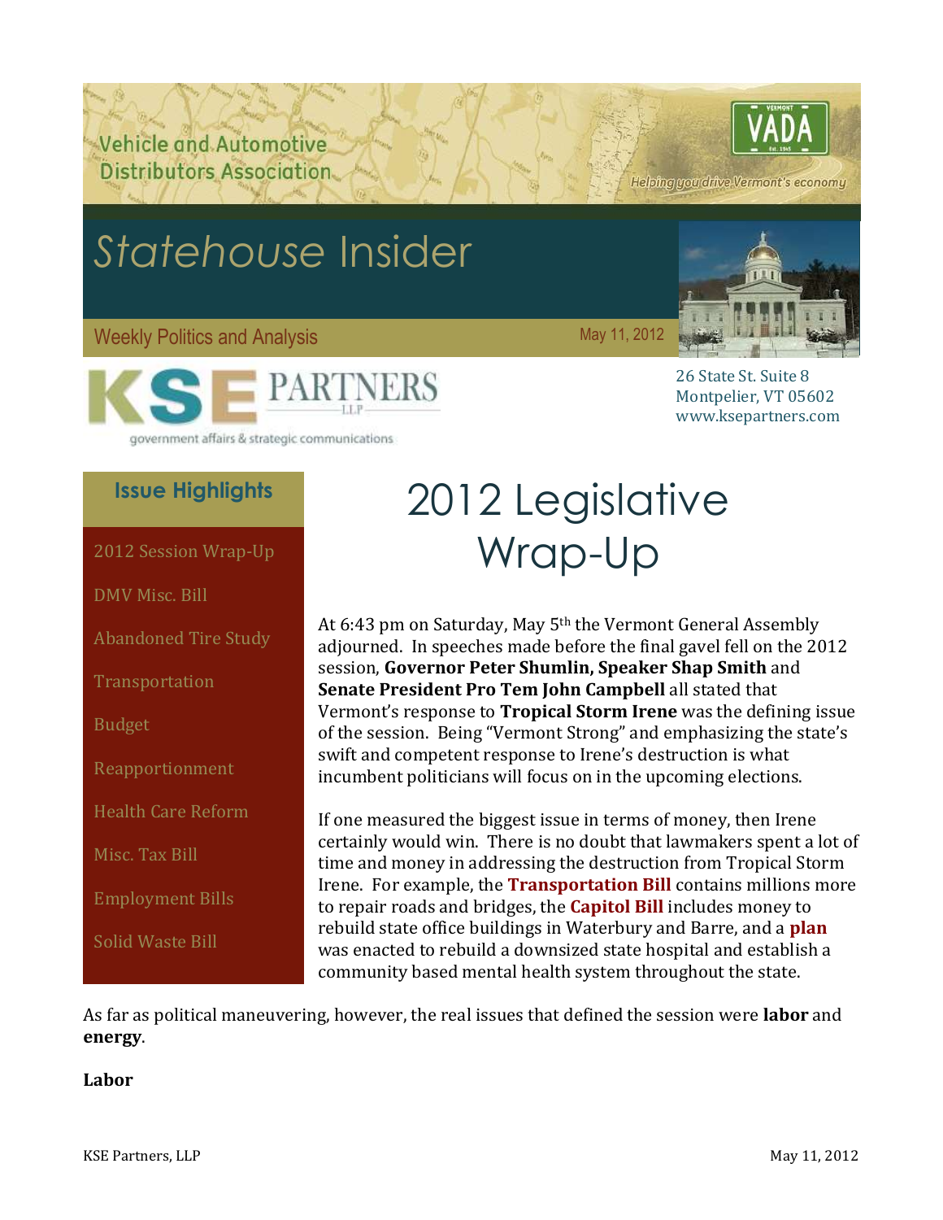Vehicle and Automotive Distributors Association

VADA

Helping you drive Vermont's economy

# *Statehouse* Insider

Weekly Politics and Analysis

May 11, 2012

KSE PARTNERS LLP

government affairs & strategic communications

26 State St. Suite 8
Montpelier, VT 05602
www.ksepartners.com

### Issue Highlights

- 2012 Session Wrap-Up
- DMV Misc. Bill
- Abandoned Tire Study
- Transportation
- Budget
- Reapportionment
- Health Care Reform
- Misc. Tax Bill
- Employment Bills
- Solid Waste Bill

# 2012 Legislative Wrap-Up

At 6:43 pm on Saturday, May 5th the Vermont General Assembly adjourned. In speeches made before the final gavel fell on the 2012 session, **Governor Peter Shumlin, Speaker Shap Smith** and **Senate President Pro Tem John Campbell** all stated that Vermont's response to **Tropical Storm Irene** was the defining issue of the session. Being "Vermont Strong" and emphasizing the state's swift and competent response to Irene's destruction is what incumbent politicians will focus on in the upcoming elections.

If one measured the biggest issue in terms of money, then Irene certainly would win. There is no doubt that lawmakers spent a lot of time and money in addressing the destruction from Tropical Storm Irene. For example, the **Transportation Bill** contains millions more to repair roads and bridges, the **Capitol Bill** includes money to rebuild state office buildings in Waterbury and Barre, and a **plan** was enacted to rebuild a downsized state hospital and establish a community based mental health system throughout the state.

As far as political maneuvering, however, the real issues that defined the session were **labor** and **energy**.

**Labor**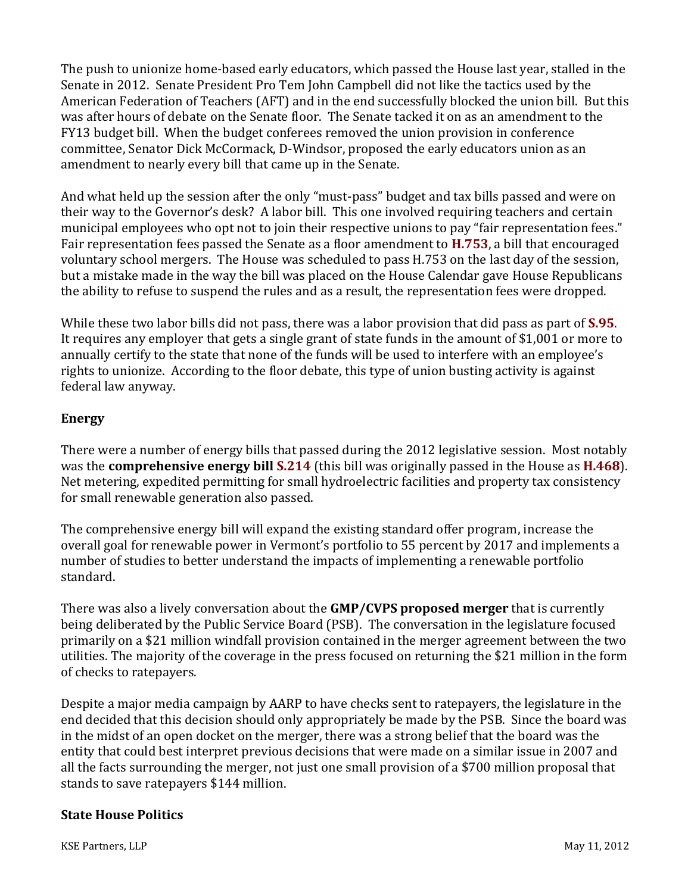The push to unionize home-based early educators, which passed the House last year, stalled in the Senate in 2012. Senate President Pro Tem John Campbell did not like the tactics used by the American Federation of Teachers (AFT) and in the end successfully blocked the union bill. But this was after hours of debate on the Senate floor. The Senate tacked it on as an amendment to the FY13 budget bill. When the budget conferees removed the union provision in conference committee, Senator Dick McCormack, D-Windsor, proposed the early educators union as an amendment to nearly every bill that came up in the Senate.

And what held up the session after the only "must-pass" budget and tax bills passed and were on their way to the Governor's desk? A labor bill. This one involved requiring teachers and certain municipal employees who opt not to join their respective unions to pay "fair representation fees." Fair representation fees passed the Senate as a floor amendment to **H.753**, a bill that encouraged voluntary school mergers. The House was scheduled to pass H.753 on the last day of the session, but a mistake made in the way the bill was placed on the House Calendar gave House Republicans the ability to refuse to suspend the rules and as a result, the representation fees were dropped.

While these two labor bills did not pass, there was a labor provision that did pass as part of **S.95**. It requires any employer that gets a single grant of state funds in the amount of $1,001 or more to annually certify to the state that none of the funds will be used to interfere with an employee's rights to unionize. According to the floor debate, this type of union busting activity is against federal law anyway.

## Energy

There were a number of energy bills that passed during the 2012 legislative session. Most notably was the **comprehensive energy bill S.214** (this bill was originally passed in the House as **H.468**). Net metering, expedited permitting for small hydroelectric facilities and property tax consistency for small renewable generation also passed.

The comprehensive energy bill will expand the existing standard offer program, increase the overall goal for renewable power in Vermont's portfolio to 55 percent by 2017 and implements a number of studies to better understand the impacts of implementing a renewable portfolio standard.

There was also a lively conversation about the **GMP/CVPS proposed merger** that is currently being deliberated by the Public Service Board (PSB). The conversation in the legislature focused primarily on a $21 million windfall provision contained in the merger agreement between the two utilities. The majority of the coverage in the press focused on returning the $21 million in the form of checks to ratepayers.

Despite a major media campaign by AARP to have checks sent to ratepayers, the legislature in the end decided that this decision should only appropriately be made by the PSB. Since the board was in the midst of an open docket on the merger, there was a strong belief that the board was the entity that could best interpret previous decisions that were made on a similar issue in 2007 and all the facts surrounding the merger, not just one small provision of a $700 million proposal that stands to save ratepayers $144 million.

## State House Politics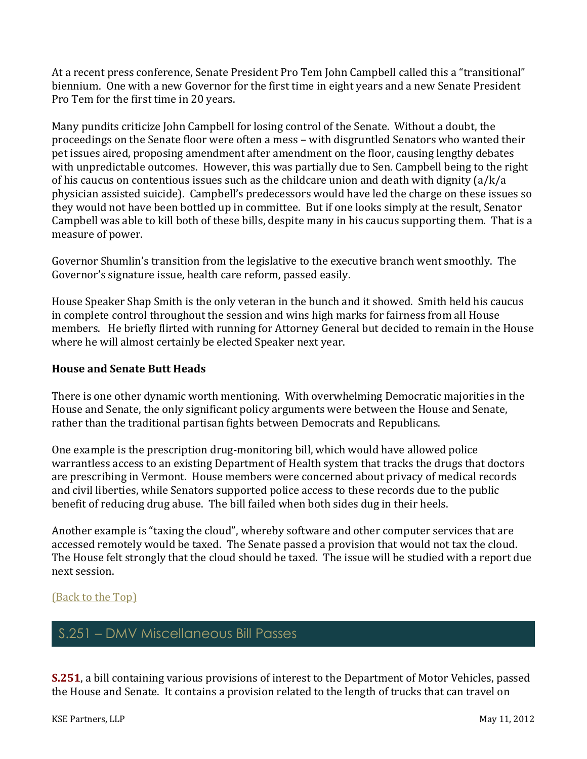At a recent press conference, Senate President Pro Tem John Campbell called this a "transitional" biennium. One with a new Governor for the first time in eight years and a new Senate President Pro Tem for the first time in 20 years.

Many pundits criticize John Campbell for losing control of the Senate. Without a doubt, the proceedings on the Senate floor were often a mess – with disgruntled Senators who wanted their pet issues aired, proposing amendment after amendment on the floor, causing lengthy debates with unpredictable outcomes. However, this was partially due to Sen. Campbell being to the right of his caucus on contentious issues such as the childcare union and death with dignity (a/k/a physician assisted suicide). Campbell's predecessors would have led the charge on these issues so they would not have been bottled up in committee. But if one looks simply at the result, Senator Campbell was able to kill both of these bills, despite many in his caucus supporting them. That is a measure of power.

Governor Shumlin's transition from the legislative to the executive branch went smoothly. The Governor's signature issue, health care reform, passed easily.

House Speaker Shap Smith is the only veteran in the bunch and it showed. Smith held his caucus in complete control throughout the session and wins high marks for fairness from all House members. He briefly flirted with running for Attorney General but decided to remain in the House where he will almost certainly be elected Speaker next year.

**House and Senate Butt Heads**

There is one other dynamic worth mentioning. With overwhelming Democratic majorities in the House and Senate, the only significant policy arguments were between the House and Senate, rather than the traditional partisan fights between Democrats and Republicans.

One example is the prescription drug-monitoring bill, which would have allowed police warrantless access to an existing Department of Health system that tracks the drugs that doctors are prescribing in Vermont. House members were concerned about privacy of medical records and civil liberties, while Senators supported police access to these records due to the public benefit of reducing drug abuse. The bill failed when both sides dug in their heels.

Another example is "taxing the cloud", whereby software and other computer services that are accessed remotely would be taxed. The Senate passed a provision that would not tax the cloud. The House felt strongly that the cloud should be taxed. The issue will be studied with a report due next session.

(Back to the Top)

## S.251 – DMV Miscellaneous Bill Passes

**S.251**, a bill containing various provisions of interest to the Department of Motor Vehicles, passed the House and Senate. It contains a provision related to the length of trucks that can travel on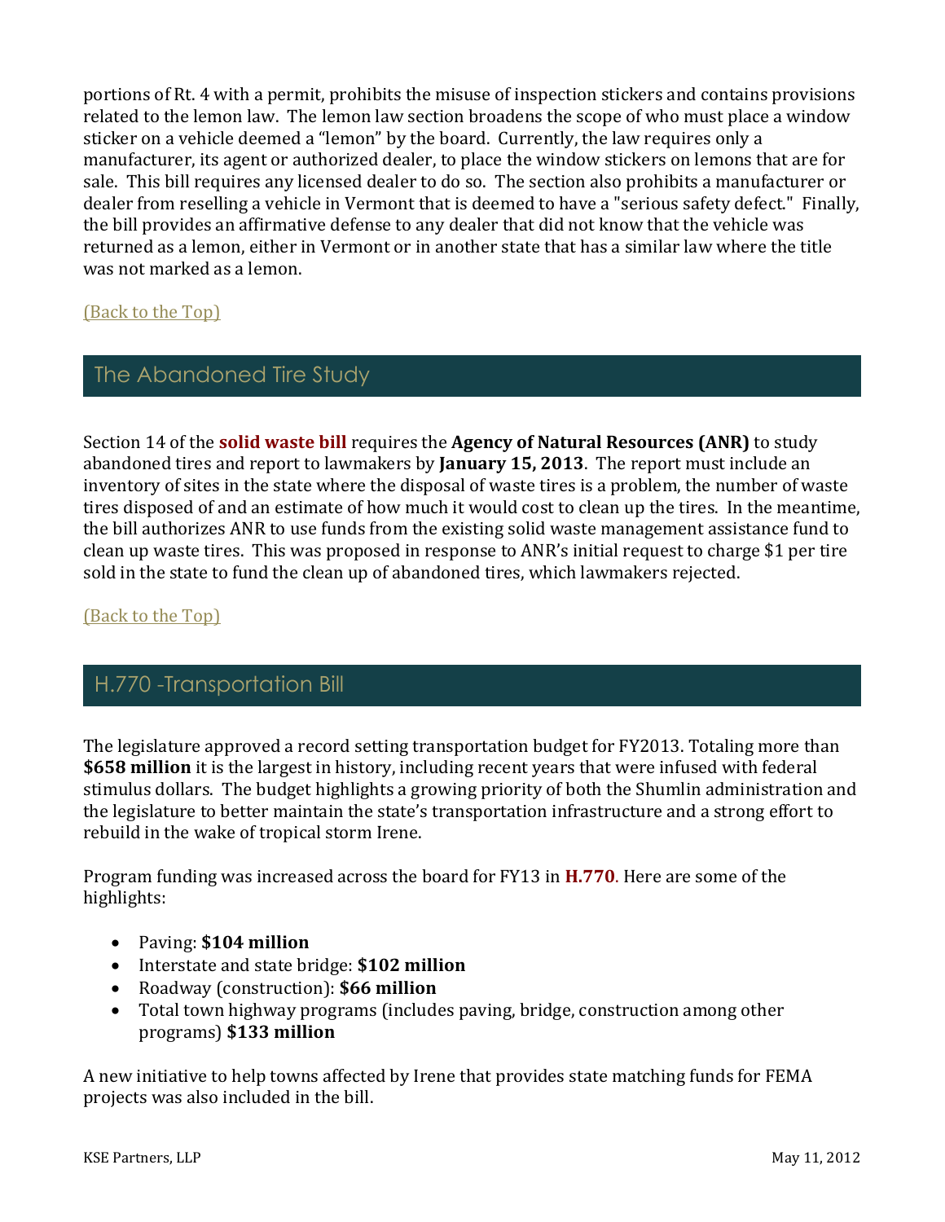portions of Rt. 4 with a permit, prohibits the misuse of inspection stickers and contains provisions related to the lemon law. The lemon law section broadens the scope of who must place a window sticker on a vehicle deemed a "lemon" by the board. Currently, the law requires only a manufacturer, its agent or authorized dealer, to place the window stickers on lemons that are for sale. This bill requires any licensed dealer to do so. The section also prohibits a manufacturer or dealer from reselling a vehicle in Vermont that is deemed to have a "serious safety defect." Finally, the bill provides an affirmative defense to any dealer that did not know that the vehicle was returned as a lemon, either in Vermont or in another state that has a similar law where the title was not marked as a lemon.

(Back to the Top)

## The Abandoned Tire Study

Section 14 of the **solid waste bill** requires the **Agency of Natural Resources (ANR)** to study abandoned tires and report to lawmakers by **January 15, 2013**. The report must include an inventory of sites in the state where the disposal of waste tires is a problem, the number of waste tires disposed of and an estimate of how much it would cost to clean up the tires. In the meantime, the bill authorizes ANR to use funds from the existing solid waste management assistance fund to clean up waste tires. This was proposed in response to ANR's initial request to charge $1 per tire sold in the state to fund the clean up of abandoned tires, which lawmakers rejected.

(Back to the Top)

## H.770 -Transportation Bill

The legislature approved a record setting transportation budget for FY2013. Totaling more than **$658 million** it is the largest in history, including recent years that were infused with federal stimulus dollars. The budget highlights a growing priority of both the Shumlin administration and the legislature to better maintain the state's transportation infrastructure and a strong effort to rebuild in the wake of tropical storm Irene.

Program funding was increased across the board for FY13 in **H.770**. Here are some of the highlights:

- Paving: **$104 million**
- Interstate and state bridge: **$102 million**
- Roadway (construction): **$66 million**
- Total town highway programs (includes paving, bridge, construction among other programs) **$133 million**

A new initiative to help towns affected by Irene that provides state matching funds for FEMA projects was also included in the bill.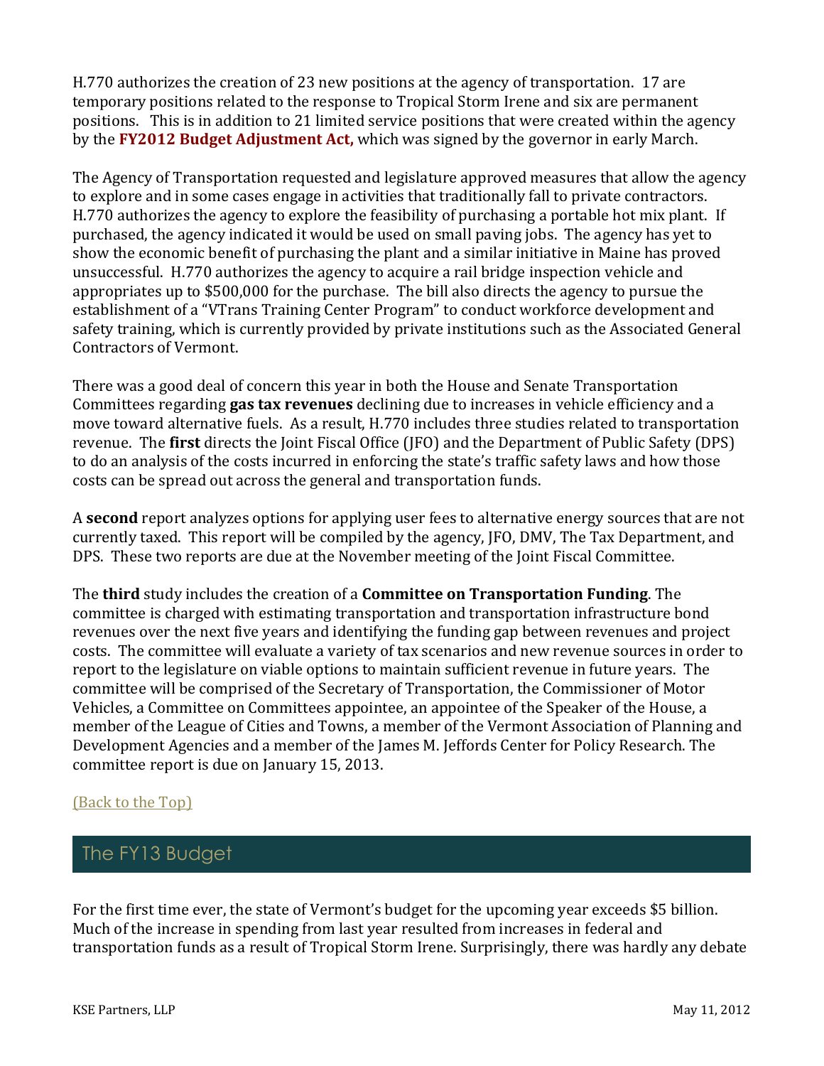H.770 authorizes the creation of 23 new positions at the agency of transportation. 17 are temporary positions related to the response to Tropical Storm Irene and six are permanent positions. This is in addition to 21 limited service positions that were created within the agency by the **FY2012 Budget Adjustment Act,** which was signed by the governor in early March.

The Agency of Transportation requested and legislature approved measures that allow the agency to explore and in some cases engage in activities that traditionally fall to private contractors. H.770 authorizes the agency to explore the feasibility of purchasing a portable hot mix plant. If purchased, the agency indicated it would be used on small paving jobs. The agency has yet to show the economic benefit of purchasing the plant and a similar initiative in Maine has proved unsuccessful. H.770 authorizes the agency to acquire a rail bridge inspection vehicle and appropriates up to $500,000 for the purchase. The bill also directs the agency to pursue the establishment of a "VTrans Training Center Program" to conduct workforce development and safety training, which is currently provided by private institutions such as the Associated General Contractors of Vermont.

There was a good deal of concern this year in both the House and Senate Transportation Committees regarding **gas tax revenues** declining due to increases in vehicle efficiency and a move toward alternative fuels. As a result, H.770 includes three studies related to transportation revenue. The **first** directs the Joint Fiscal Office (JFO) and the Department of Public Safety (DPS) to do an analysis of the costs incurred in enforcing the state's traffic safety laws and how those costs can be spread out across the general and transportation funds.

A **second** report analyzes options for applying user fees to alternative energy sources that are not currently taxed. This report will be compiled by the agency, JFO, DMV, The Tax Department, and DPS. These two reports are due at the November meeting of the Joint Fiscal Committee.

The **third** study includes the creation of a **Committee on Transportation Funding**. The committee is charged with estimating transportation and transportation infrastructure bond revenues over the next five years and identifying the funding gap between revenues and project costs. The committee will evaluate a variety of tax scenarios and new revenue sources in order to report to the legislature on viable options to maintain sufficient revenue in future years. The committee will be comprised of the Secretary of Transportation, the Commissioner of Motor Vehicles, a Committee on Committees appointee, an appointee of the Speaker of the House, a member of the League of Cities and Towns, a member of the Vermont Association of Planning and Development Agencies and a member of the James M. Jeffords Center for Policy Research. The committee report is due on January 15, 2013.

(Back to the Top)

## The FY13 Budget

For the first time ever, the state of Vermont's budget for the upcoming year exceeds $5 billion. Much of the increase in spending from last year resulted from increases in federal and transportation funds as a result of Tropical Storm Irene. Surprisingly, there was hardly any debate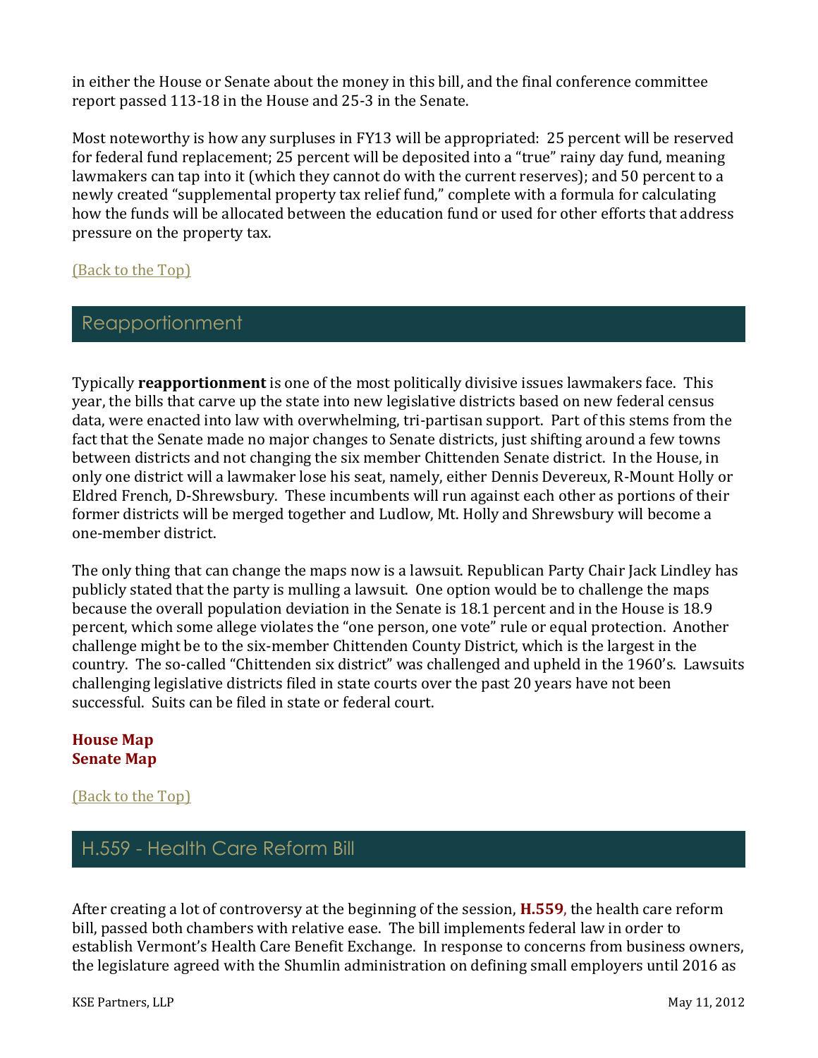in either the House or Senate about the money in this bill, and the final conference committee report passed 113-18 in the House and 25-3 in the Senate.

Most noteworthy is how any surpluses in FY13 will be appropriated: 25 percent will be reserved for federal fund replacement; 25 percent will be deposited into a "true" rainy day fund, meaning lawmakers can tap into it (which they cannot do with the current reserves); and 50 percent to a newly created "supplemental property tax relief fund," complete with a formula for calculating how the funds will be allocated between the education fund or used for other efforts that address pressure on the property tax.

(Back to the Top)

## Reapportionment

Typically **reapportionment** is one of the most politically divisive issues lawmakers face. This year, the bills that carve up the state into new legislative districts based on new federal census data, were enacted into law with overwhelming, tri-partisan support. Part of this stems from the fact that the Senate made no major changes to Senate districts, just shifting around a few towns between districts and not changing the six member Chittenden Senate district. In the House, in only one district will a lawmaker lose his seat, namely, either Dennis Devereux, R-Mount Holly or Eldred French, D-Shrewsbury. These incumbents will run against each other as portions of their former districts will be merged together and Ludlow, Mt. Holly and Shrewsbury will become a one-member district.

The only thing that can change the maps now is a lawsuit. Republican Party Chair Jack Lindley has publicly stated that the party is mulling a lawsuit. One option would be to challenge the maps because the overall population deviation in the Senate is 18.1 percent and in the House is 18.9 percent, which some allege violates the "one person, one vote" rule or equal protection. Another challenge might be to the six-member Chittenden County District, which is the largest in the country. The so-called "Chittenden six district" was challenged and upheld in the 1960's. Lawsuits challenging legislative districts filed in state courts over the past 20 years have not been successful. Suits can be filed in state or federal court.

**House Map**
**Senate Map**

(Back to the Top)

## H.559 - Health Care Reform Bill

After creating a lot of controversy at the beginning of the session, **H.559**, the health care reform bill, passed both chambers with relative ease. The bill implements federal law in order to establish Vermont's Health Care Benefit Exchange. In response to concerns from business owners, the legislature agreed with the Shumlin administration on defining small employers until 2016 as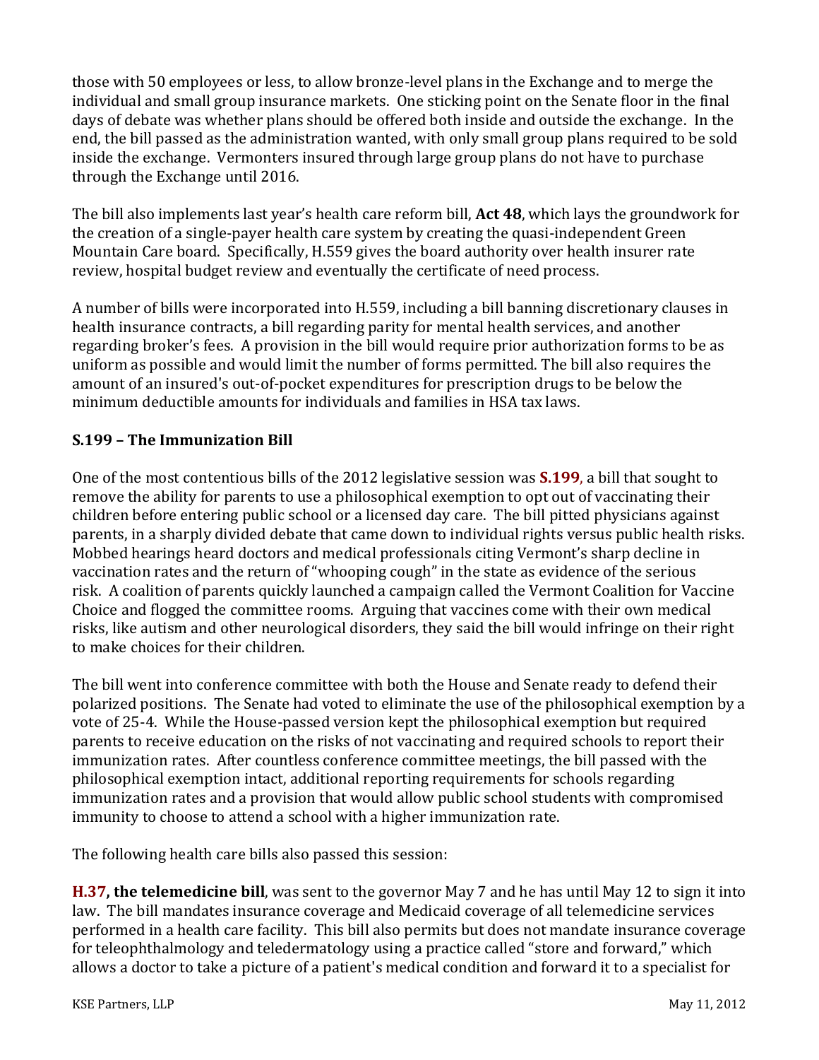those with 50 employees or less, to allow bronze-level plans in the Exchange and to merge the individual and small group insurance markets. One sticking point on the Senate floor in the final days of debate was whether plans should be offered both inside and outside the exchange. In the end, the bill passed as the administration wanted, with only small group plans required to be sold inside the exchange. Vermonters insured through large group plans do not have to purchase through the Exchange until 2016.

The bill also implements last year's health care reform bill, **Act 48**, which lays the groundwork for the creation of a single-payer health care system by creating the quasi-independent Green Mountain Care board. Specifically, H.559 gives the board authority over health insurer rate review, hospital budget review and eventually the certificate of need process.

A number of bills were incorporated into H.559, including a bill banning discretionary clauses in health insurance contracts, a bill regarding parity for mental health services, and another regarding broker's fees. A provision in the bill would require prior authorization forms to be as uniform as possible and would limit the number of forms permitted. The bill also requires the amount of an insured's out-of-pocket expenditures for prescription drugs to be below the minimum deductible amounts for individuals and families in HSA tax laws.

### S.199 – The Immunization Bill

One of the most contentious bills of the 2012 legislative session was **S.199**, a bill that sought to remove the ability for parents to use a philosophical exemption to opt out of vaccinating their children before entering public school or a licensed day care. The bill pitted physicians against parents, in a sharply divided debate that came down to individual rights versus public health risks. Mobbed hearings heard doctors and medical professionals citing Vermont's sharp decline in vaccination rates and the return of "whooping cough" in the state as evidence of the serious risk. A coalition of parents quickly launched a campaign called the Vermont Coalition for Vaccine Choice and flogged the committee rooms. Arguing that vaccines come with their own medical risks, like autism and other neurological disorders, they said the bill would infringe on their right to make choices for their children.

The bill went into conference committee with both the House and Senate ready to defend their polarized positions. The Senate had voted to eliminate the use of the philosophical exemption by a vote of 25-4. While the House-passed version kept the philosophical exemption but required parents to receive education on the risks of not vaccinating and required schools to report their immunization rates. After countless conference committee meetings, the bill passed with the philosophical exemption intact, additional reporting requirements for schools regarding immunization rates and a provision that would allow public school students with compromised immunity to choose to attend a school with a higher immunization rate.

The following health care bills also passed this session:

**H.37, the telemedicine bill**, was sent to the governor May 7 and he has until May 12 to sign it into law. The bill mandates insurance coverage and Medicaid coverage of all telemedicine services performed in a health care facility. This bill also permits but does not mandate insurance coverage for teleophthalmology and teledermatology using a practice called "store and forward," which allows a doctor to take a picture of a patient's medical condition and forward it to a specialist for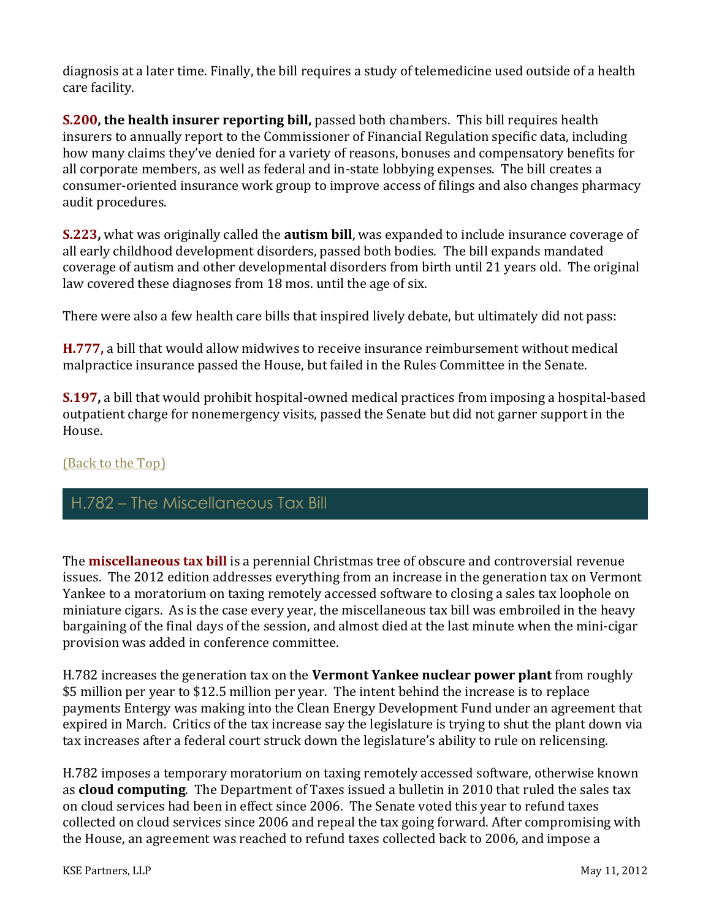diagnosis at a later time. Finally, the bill requires a study of telemedicine used outside of a health care facility.

**S.200, the health insurer reporting bill,** passed both chambers. This bill requires health insurers to annually report to the Commissioner of Financial Regulation specific data, including how many claims they've denied for a variety of reasons, bonuses and compensatory benefits for all corporate members, as well as federal and in-state lobbying expenses. The bill creates a consumer-oriented insurance work group to improve access of filings and also changes pharmacy audit procedures.

**S.223,** what was originally called the **autism bill**, was expanded to include insurance coverage of all early childhood development disorders, passed both bodies. The bill expands mandated coverage of autism and other developmental disorders from birth until 21 years old. The original law covered these diagnoses from 18 mos. until the age of six.

There were also a few health care bills that inspired lively debate, but ultimately did not pass:

**H.777,** a bill that would allow midwives to receive insurance reimbursement without medical malpractice insurance passed the House, but failed in the Rules Committee in the Senate.

**S.197,** a bill that would prohibit hospital-owned medical practices from imposing a hospital-based outpatient charge for nonemergency visits, passed the Senate but did not garner support in the House.

(Back to the Top)

## H.782 – The Miscellaneous Tax Bill

The **miscellaneous tax bill** is a perennial Christmas tree of obscure and controversial revenue issues. The 2012 edition addresses everything from an increase in the generation tax on Vermont Yankee to a moratorium on taxing remotely accessed software to closing a sales tax loophole on miniature cigars. As is the case every year, the miscellaneous tax bill was embroiled in the heavy bargaining of the final days of the session, and almost died at the last minute when the mini-cigar provision was added in conference committee.

H.782 increases the generation tax on the **Vermont Yankee nuclear power plant** from roughly $5 million per year to $12.5 million per year. The intent behind the increase is to replace payments Entergy was making into the Clean Energy Development Fund under an agreement that expired in March. Critics of the tax increase say the legislature is trying to shut the plant down via tax increases after a federal court struck down the legislature's ability to rule on relicensing.

H.782 imposes a temporary moratorium on taxing remotely accessed software, otherwise known as **cloud computing**. The Department of Taxes issued a bulletin in 2010 that ruled the sales tax on cloud services had been in effect since 2006. The Senate voted this year to refund taxes collected on cloud services since 2006 and repeal the tax going forward. After compromising with the House, an agreement was reached to refund taxes collected back to 2006, and impose a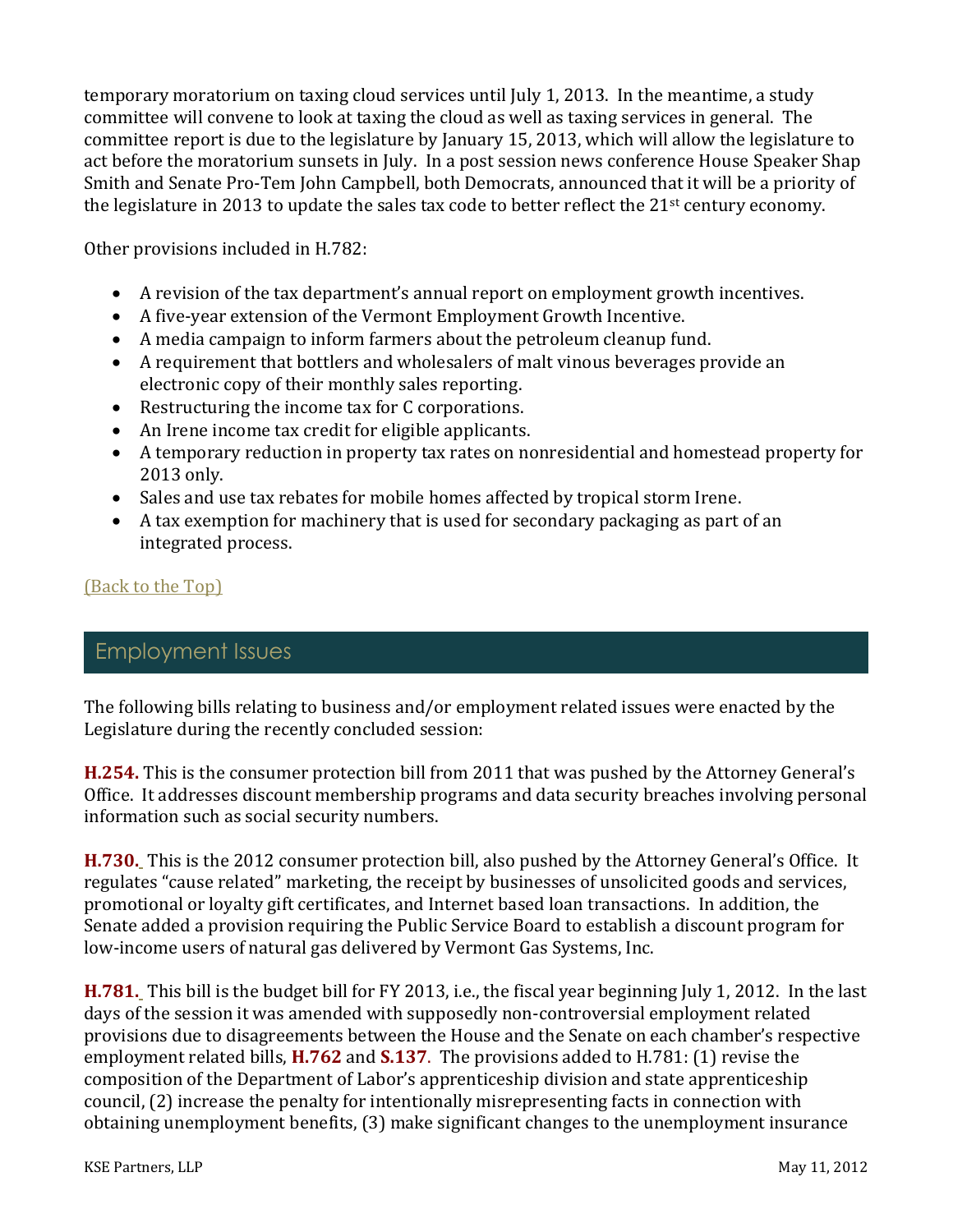temporary moratorium on taxing cloud services until July 1, 2013. In the meantime, a study committee will convene to look at taxing the cloud as well as taxing services in general. The committee report is due to the legislature by January 15, 2013, which will allow the legislature to act before the moratorium sunsets in July. In a post session news conference House Speaker Shap Smith and Senate Pro-Tem John Campbell, both Democrats, announced that it will be a priority of the legislature in 2013 to update the sales tax code to better reflect the 21st century economy.

Other provisions included in H.782:

- A revision of the tax department's annual report on employment growth incentives.
- A five-year extension of the Vermont Employment Growth Incentive.
- A media campaign to inform farmers about the petroleum cleanup fund.
- A requirement that bottlers and wholesalers of malt vinous beverages provide an electronic copy of their monthly sales reporting.
- Restructuring the income tax for C corporations.
- An Irene income tax credit for eligible applicants.
- A temporary reduction in property tax rates on nonresidential and homestead property for 2013 only.
- Sales and use tax rebates for mobile homes affected by tropical storm Irene.
- A tax exemption for machinery that is used for secondary packaging as part of an integrated process.

(Back to the Top)

## Employment Issues

The following bills relating to business and/or employment related issues were enacted by the Legislature during the recently concluded session:

**H.254.** This is the consumer protection bill from 2011 that was pushed by the Attorney General's Office. It addresses discount membership programs and data security breaches involving personal information such as social security numbers.

**H.730.** This is the 2012 consumer protection bill, also pushed by the Attorney General's Office. It regulates "cause related" marketing, the receipt by businesses of unsolicited goods and services, promotional or loyalty gift certificates, and Internet based loan transactions. In addition, the Senate added a provision requiring the Public Service Board to establish a discount program for low-income users of natural gas delivered by Vermont Gas Systems, Inc.

**H.781.** This bill is the budget bill for FY 2013, i.e., the fiscal year beginning July 1, 2012. In the last days of the session it was amended with supposedly non-controversial employment related provisions due to disagreements between the House and the Senate on each chamber's respective employment related bills, **H.762** and **S.137**. The provisions added to H.781: (1) revise the composition of the Department of Labor's apprenticeship division and state apprenticeship council, (2) increase the penalty for intentionally misrepresenting facts in connection with obtaining unemployment benefits, (3) make significant changes to the unemployment insurance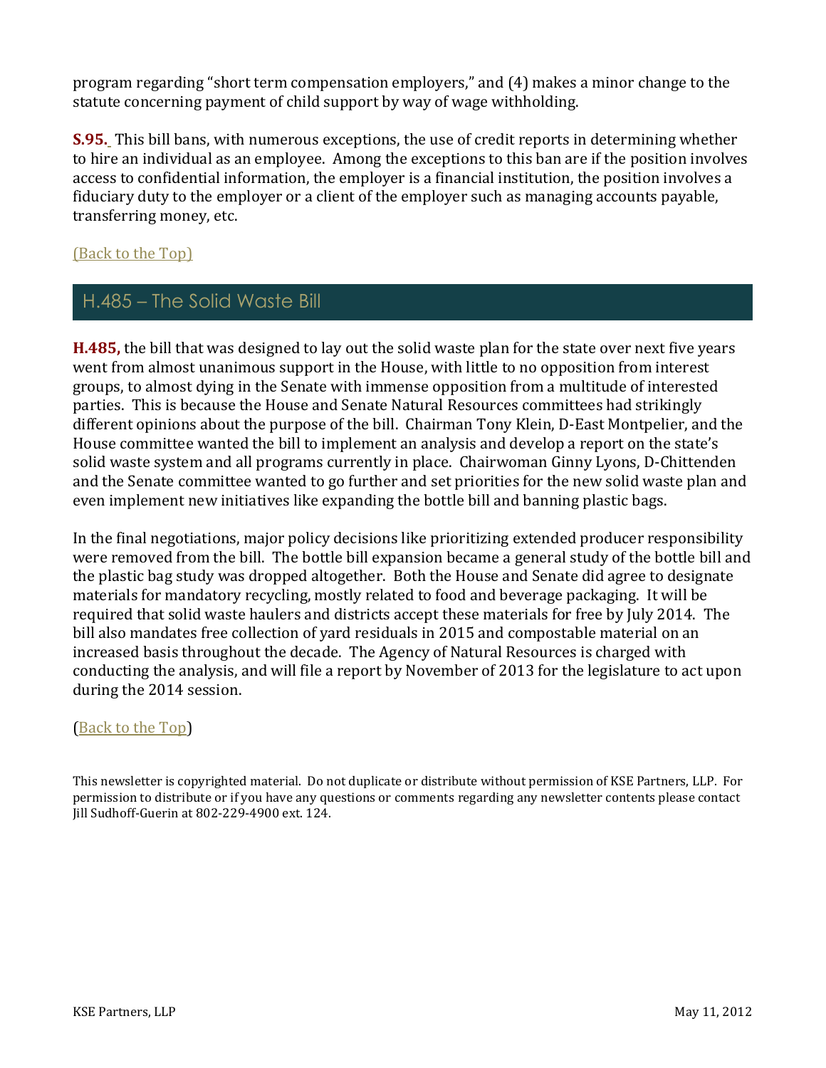program regarding "short term compensation employers," and (4) makes a minor change to the statute concerning payment of child support by way of wage withholding.

**S.95.** This bill bans, with numerous exceptions, the use of credit reports in determining whether to hire an individual as an employee. Among the exceptions to this ban are if the position involves access to confidential information, the employer is a financial institution, the position involves a fiduciary duty to the employer or a client of the employer such as managing accounts payable, transferring money, etc.

(Back to the Top)

## H.485 – The Solid Waste Bill

**H.485,** the bill that was designed to lay out the solid waste plan for the state over next five years went from almost unanimous support in the House, with little to no opposition from interest groups, to almost dying in the Senate with immense opposition from a multitude of interested parties. This is because the House and Senate Natural Resources committees had strikingly different opinions about the purpose of the bill. Chairman Tony Klein, D-East Montpelier, and the House committee wanted the bill to implement an analysis and develop a report on the state's solid waste system and all programs currently in place. Chairwoman Ginny Lyons, D-Chittenden and the Senate committee wanted to go further and set priorities for the new solid waste plan and even implement new initiatives like expanding the bottle bill and banning plastic bags.

In the final negotiations, major policy decisions like prioritizing extended producer responsibility were removed from the bill. The bottle bill expansion became a general study of the bottle bill and the plastic bag study was dropped altogether. Both the House and Senate did agree to designate materials for mandatory recycling, mostly related to food and beverage packaging. It will be required that solid waste haulers and districts accept these materials for free by July 2014. The bill also mandates free collection of yard residuals in 2015 and compostable material on an increased basis throughout the decade. The Agency of Natural Resources is charged with conducting the analysis, and will file a report by November of 2013 for the legislature to act upon during the 2014 session.

(Back to the Top)

This newsletter is copyrighted material. Do not duplicate or distribute without permission of KSE Partners, LLP. For permission to distribute or if you have any questions or comments regarding any newsletter contents please contact Jill Sudhoff-Guerin at 802-229-4900 ext. 124.